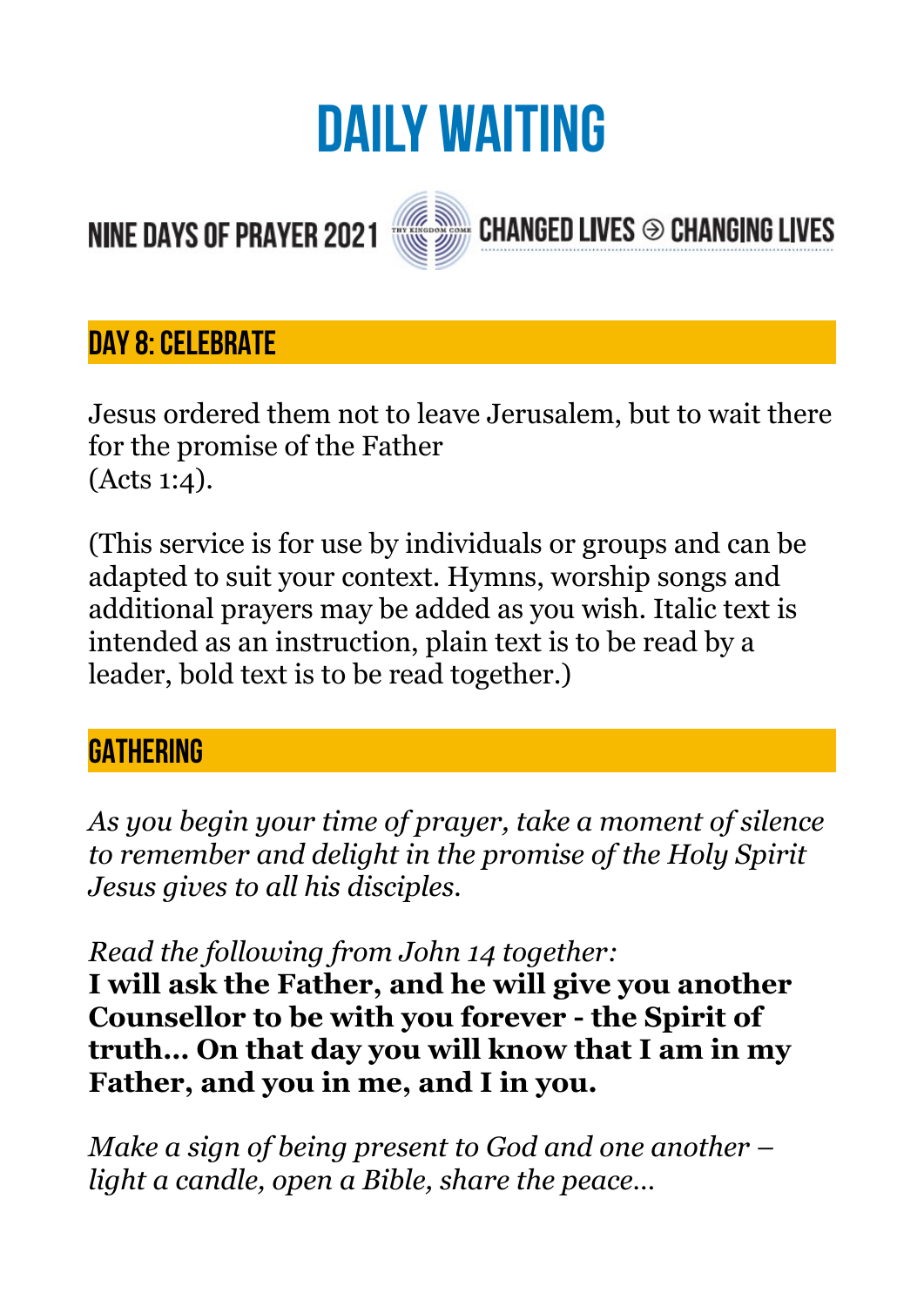# DAILY WAITING

NINE DAYS OF PRAYER 2021 CHANGED LIVES ⊖ CHANGING LIVES

## DAY 8: CELEBRATE

Jesus ordered them not to leave Jerusalem, but to wait there for the promise of the Father
(Acts 1:4).

(This service is for use by individuals or groups and can be adapted to suit your context. Hymns, worship songs and additional prayers may be added as you wish. Italic text is intended as an instruction, plain text is to be read by a leader, bold text is to be read together.)

## GATHERING

*As you begin your time of prayer, take a moment of silence to remember and delight in the promise of the Holy Spirit Jesus gives to all his disciples.*

*Read the following from John 14 together:*
**I will ask the Father, and he will give you another Counsellor to be with you forever - the Spirit of truth… On that day you will know that I am in my Father, and you in me, and I in you.**

*Make a sign of being present to God and one another – light a candle, open a Bible, share the peace…*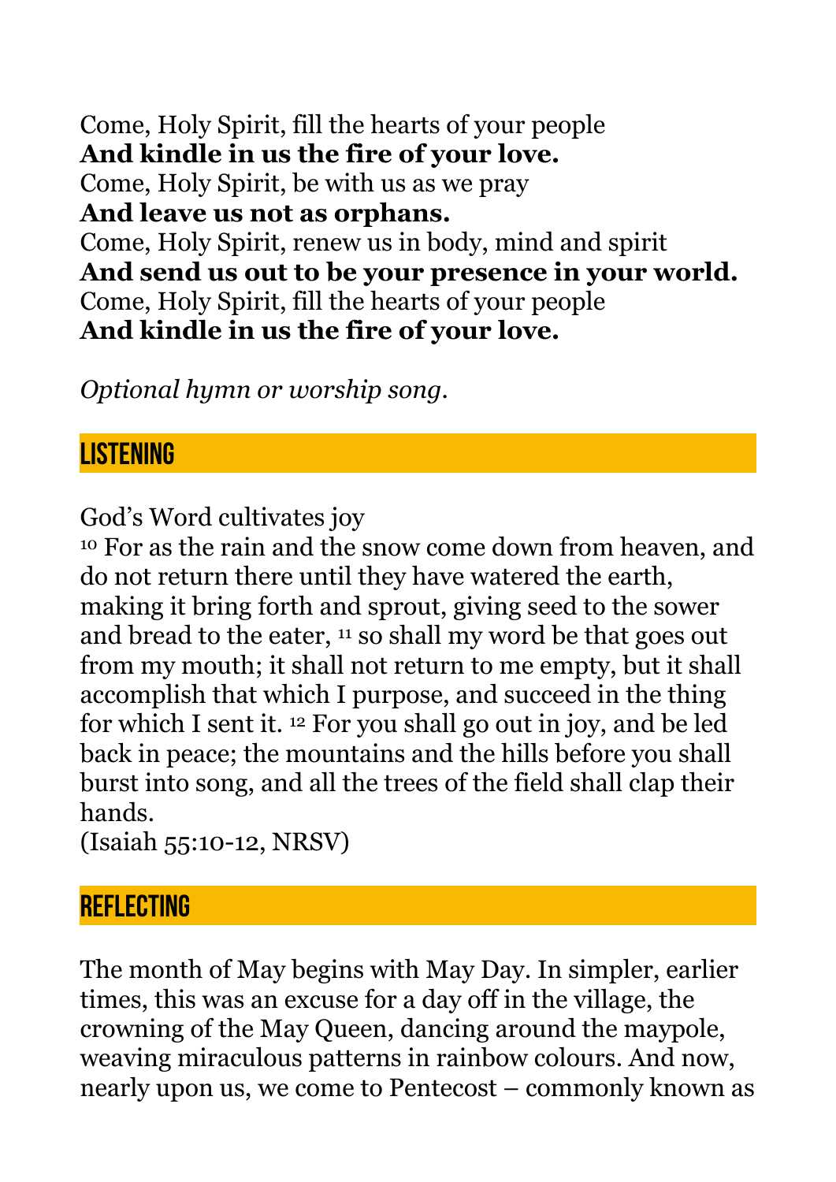Come, Holy Spirit, fill the hearts of your people
**And kindle in us the fire of your love.**
Come, Holy Spirit, be with us as we pray
**And leave us not as orphans.**
Come, Holy Spirit, renew us in body, mind and spirit
**And send us out to be your presence in your world.**
Come, Holy Spirit, fill the hearts of your people
**And kindle in us the fire of your love.**

*Optional hymn or worship song.*

## LISTENING

God's Word cultivates joy
[10] For as the rain and the snow come down from heaven, and do not return there until they have watered the earth, making it bring forth and sprout, giving seed to the sower and bread to the eater, [11] so shall my word be that goes out from my mouth; it shall not return to me empty, but it shall accomplish that which I purpose, and succeed in the thing for which I sent it. [12] For you shall go out in joy, and be led back in peace; the mountains and the hills before you shall burst into song, and all the trees of the field shall clap their hands.
(Isaiah 55:10-12, NRSV)

## REFLECTING

The month of May begins with May Day. In simpler, earlier times, this was an excuse for a day off in the village, the crowning of the May Queen, dancing around the maypole, weaving miraculous patterns in rainbow colours. And now, nearly upon us, we come to Pentecost – commonly known as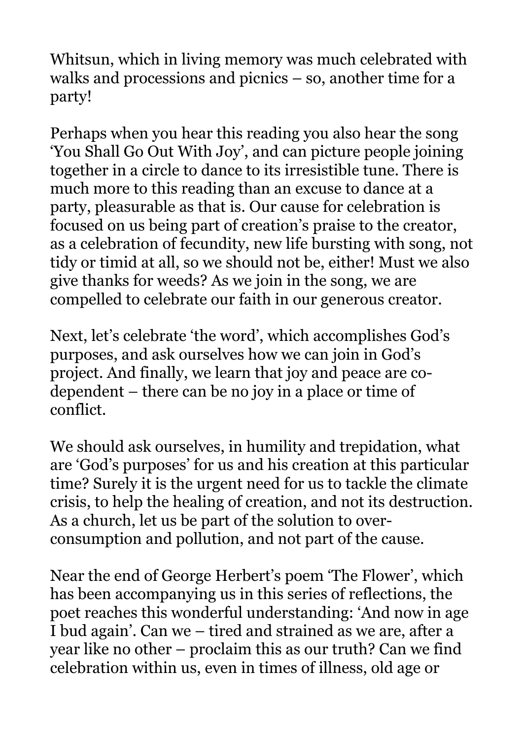Whitsun, which in living memory was much celebrated with walks and processions and picnics – so, another time for a party!

Perhaps when you hear this reading you also hear the song 'You Shall Go Out With Joy', and can picture people joining together in a circle to dance to its irresistible tune. There is much more to this reading than an excuse to dance at a party, pleasurable as that is. Our cause for celebration is focused on us being part of creation's praise to the creator, as a celebration of fecundity, new life bursting with song, not tidy or timid at all, so we should not be, either! Must we also give thanks for weeds? As we join in the song, we are compelled to celebrate our faith in our generous creator.

Next, let's celebrate 'the word', which accomplishes God's purposes, and ask ourselves how we can join in God's project. And finally, we learn that joy and peace are co-dependent – there can be no joy in a place or time of conflict.

We should ask ourselves, in humility and trepidation, what are 'God's purposes' for us and his creation at this particular time? Surely it is the urgent need for us to tackle the climate crisis, to help the healing of creation, and not its destruction. As a church, let us be part of the solution to over-consumption and pollution, and not part of the cause.

Near the end of George Herbert's poem 'The Flower', which has been accompanying us in this series of reflections, the poet reaches this wonderful understanding: 'And now in age I bud again'. Can we – tired and strained as we are, after a year like no other – proclaim this as our truth? Can we find celebration within us, even in times of illness, old age or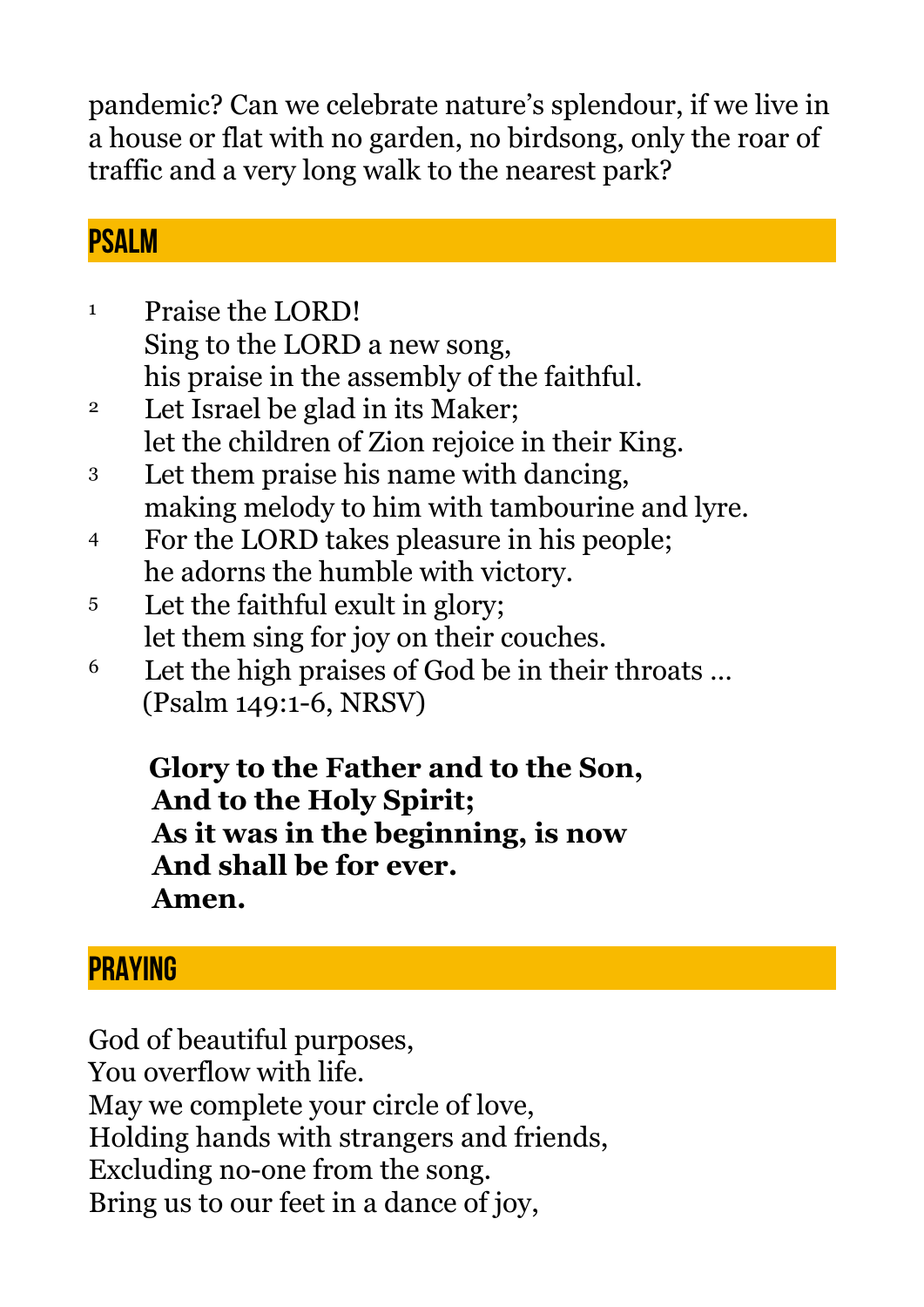pandemic? Can we celebrate nature's splendour, if we live in a house or flat with no garden, no birdsong, only the roar of traffic and a very long walk to the nearest park?

## PSALM

1 Praise the LORD!
Sing to the LORD a new song,
his praise in the assembly of the faithful.
2 Let Israel be glad in its Maker;
let the children of Zion rejoice in their King.
3 Let them praise his name with dancing,
making melody to him with tambourine and lyre.
4 For the LORD takes pleasure in his people;
he adorns the humble with victory.
5 Let the faithful exult in glory;
let them sing for joy on their couches.
6 Let the high praises of God be in their throats …
(Psalm 149:1-6, NRSV)

**Glory to the Father and to the Son,**
**And to the Holy Spirit;**
**As it was in the beginning, is now**
**And shall be for ever.**
**Amen.**

## PRAYING

God of beautiful purposes,
You overflow with life.
May we complete your circle of love,
Holding hands with strangers and friends,
Excluding no-one from the song.
Bring us to our feet in a dance of joy,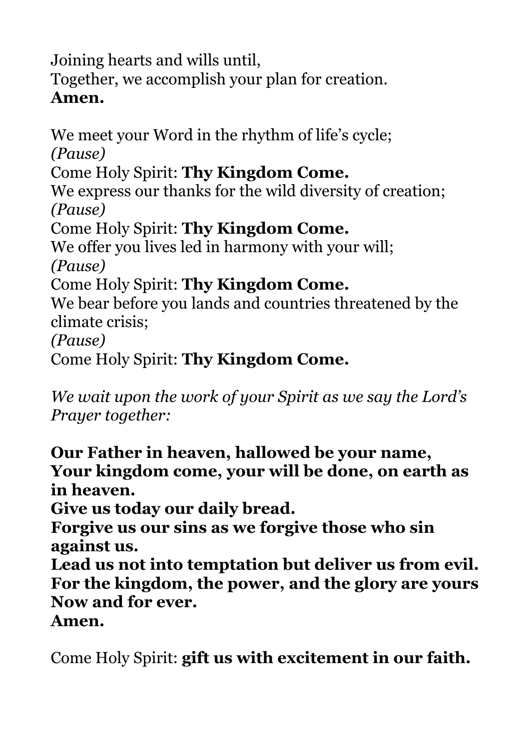Joining hearts and wills until,  
Together, we accomplish your plan for creation.  
**Amen.**

We meet your Word in the rhythm of life's cycle;  
*(Pause)*  
Come Holy Spirit: **Thy Kingdom Come.**  
We express our thanks for the wild diversity of creation;  
*(Pause)*  
Come Holy Spirit: **Thy Kingdom Come.**  
We offer you lives led in harmony with your will;  
*(Pause)*  
Come Holy Spirit: **Thy Kingdom Come.**  
We bear before you lands and countries threatened by the climate crisis;  
*(Pause)*  
Come Holy Spirit: **Thy Kingdom Come.**

*We wait upon the work of your Spirit as we say the Lord's Prayer together:*

**Our Father in heaven, hallowed be your name,**  
**Your kingdom come, your will be done, on earth as in heaven.**  
**Give us today our daily bread.**  
**Forgive us our sins as we forgive those who sin against us.**  
**Lead us not into temptation but deliver us from evil.**  
**For the kingdom, the power, and the glory are yours**  
**Now and for ever.**  
**Amen.**

Come Holy Spirit: **gift us with excitement in our faith.**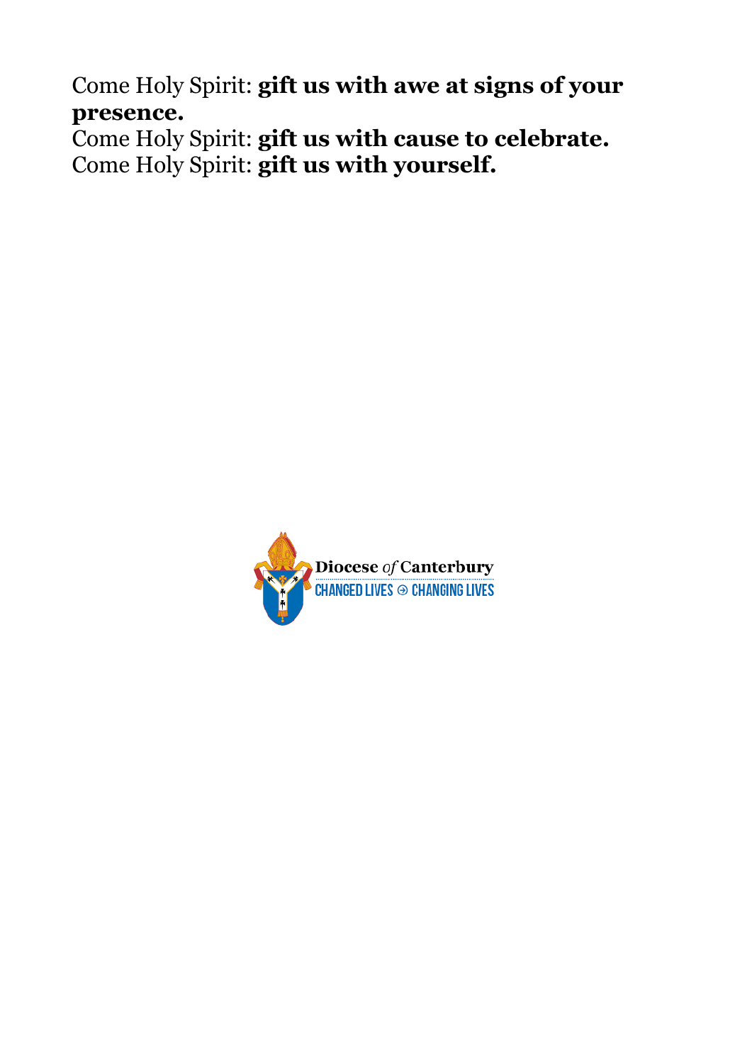Come Holy Spirit: **gift us with awe at signs of your presence.**
Come Holy Spirit: **gift us with cause to celebrate.**
Come Holy Spirit: **gift us with yourself.**

Diocese *of* Canterbury
CHANGED LIVES ⊖ CHANGING LIVES